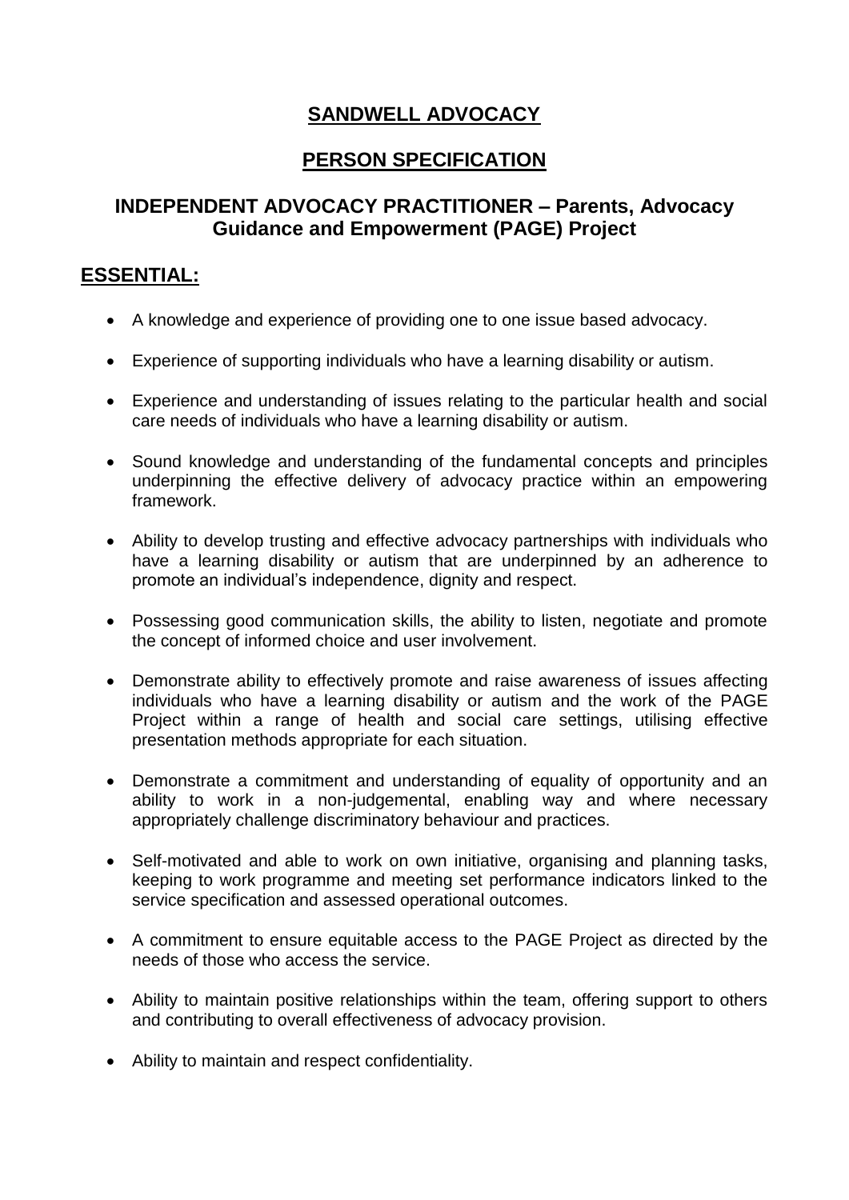# SANDWELL ADVOCACY

## PERSON SPECIFICATION

### INDEPENDENT ADVOCACY PRACTITIONER – Parents, Advocacy Guidance and Empowerment (PAGE) Project

## ESSENTIAL:

- A knowledge and experience of providing one to one issue based advocacy.
- Experience of supporting individuals who have a learning disability or autism.
- Experience and understanding of issues relating to the particular health and social care needs of individuals who have a learning disability or autism.
- Sound knowledge and understanding of the fundamental concepts and principles underpinning the effective delivery of advocacy practice within an empowering framework.
- Ability to develop trusting and effective advocacy partnerships with individuals who have a learning disability or autism that are underpinned by an adherence to promote an individual's independence, dignity and respect.
- Possessing good communication skills, the ability to listen, negotiate and promote the concept of informed choice and user involvement.
- Demonstrate ability to effectively promote and raise awareness of issues affecting individuals who have a learning disability or autism and the work of the PAGE Project within a range of health and social care settings, utilising effective presentation methods appropriate for each situation.
- Demonstrate a commitment and understanding of equality of opportunity and an ability to work in a non-judgemental, enabling way and where necessary appropriately challenge discriminatory behaviour and practices.
- Self-motivated and able to work on own initiative, organising and planning tasks, keeping to work programme and meeting set performance indicators linked to the service specification and assessed operational outcomes.
- A commitment to ensure equitable access to the PAGE Project as directed by the needs of those who access the service.
- Ability to maintain positive relationships within the team, offering support to others and contributing to overall effectiveness of advocacy provision.
- Ability to maintain and respect confidentiality.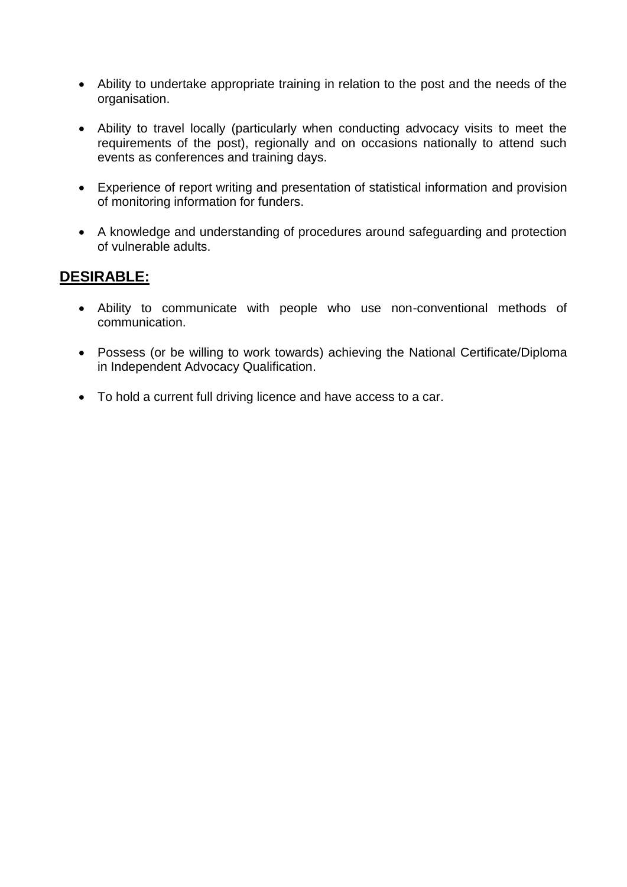- Ability to undertake appropriate training in relation to the post and the needs of the organisation.

- Ability to travel locally (particularly when conducting advocacy visits to meet the requirements of the post), regionally and on occasions nationally to attend such events as conferences and training days.

- Experience of report writing and presentation of statistical information and provision of monitoring information for funders.

- A knowledge and understanding of procedures around safeguarding and protection of vulnerable adults.

## **DESIRABLE:**

- Ability to communicate with people who use non-conventional methods of communication.

- Possess (or be willing to work towards) achieving the National Certificate/Diploma in Independent Advocacy Qualification.

- To hold a current full driving licence and have access to a car.